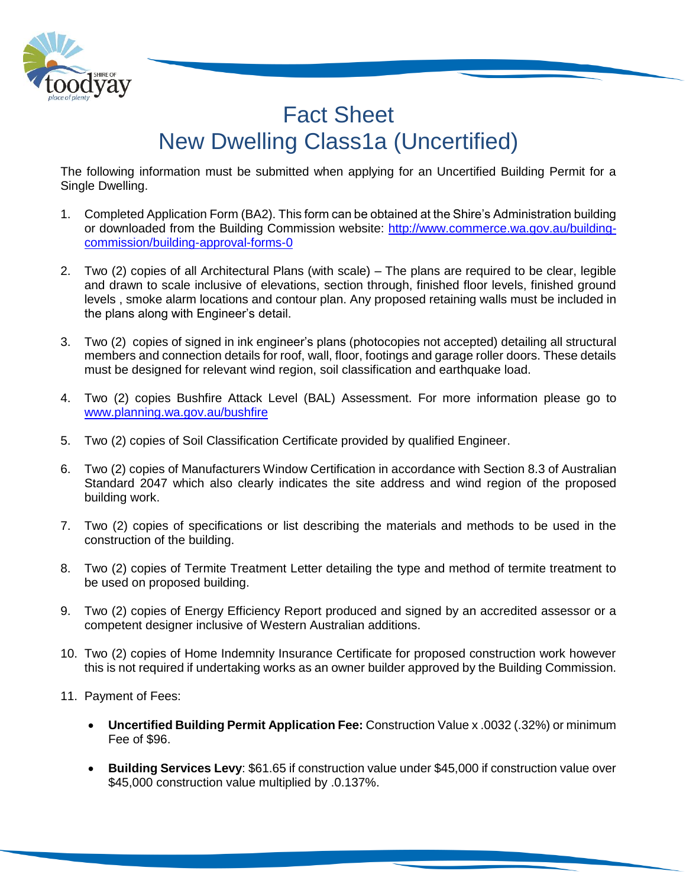# Fact Sheet
# New Dwelling Class1a (Uncertified)

The following information must be submitted when applying for an Uncertified Building Permit for a Single Dwelling.

1. Completed Application Form (BA2). This form can be obtained at the Shire's Administration building or downloaded from the Building Commission website: [http://www.commerce.wa.gov.au/building-commission/building-approval-forms-0](http://www.commerce.wa.gov.au/building-commission/building-approval-forms-0)

2. Two (2) copies of all Architectural Plans (with scale) – The plans are required to be clear, legible and drawn to scale inclusive of elevations, section through, finished floor levels, finished ground levels , smoke alarm locations and contour plan. Any proposed retaining walls must be included in the plans along with Engineer's detail.

3. Two (2) copies of signed in ink engineer's plans (photocopies not accepted) detailing all structural members and connection details for roof, wall, floor, footings and garage roller doors. These details must be designed for relevant wind region, soil classification and earthquake load.

4. Two (2) copies Bushfire Attack Level (BAL) Assessment. For more information please go to [www.planning.wa.gov.au/bushfire](www.planning.wa.gov.au/bushfire)

5. Two (2) copies of Soil Classification Certificate provided by qualified Engineer.

6. Two (2) copies of Manufacturers Window Certification in accordance with Section 8.3 of Australian Standard 2047 which also clearly indicates the site address and wind region of the proposed building work.

7. Two (2) copies of specifications or list describing the materials and methods to be used in the construction of the building.

8. Two (2) copies of Termite Treatment Letter detailing the type and method of termite treatment to be used on proposed building.

9. Two (2) copies of Energy Efficiency Report produced and signed by an accredited assessor or a competent designer inclusive of Western Australian additions.

10. Two (2) copies of Home Indemnity Insurance Certificate for proposed construction work however this is not required if undertaking works as an owner builder approved by the Building Commission.

11. Payment of Fees:

    - **Uncertified Building Permit Application Fee:** Construction Value x .0032 (.32%) or minimum Fee of $96.

    - **Building Services Levy**: $61.65 if construction value under $45,000 if construction value over $45,000 construction value multiplied by .0.137%.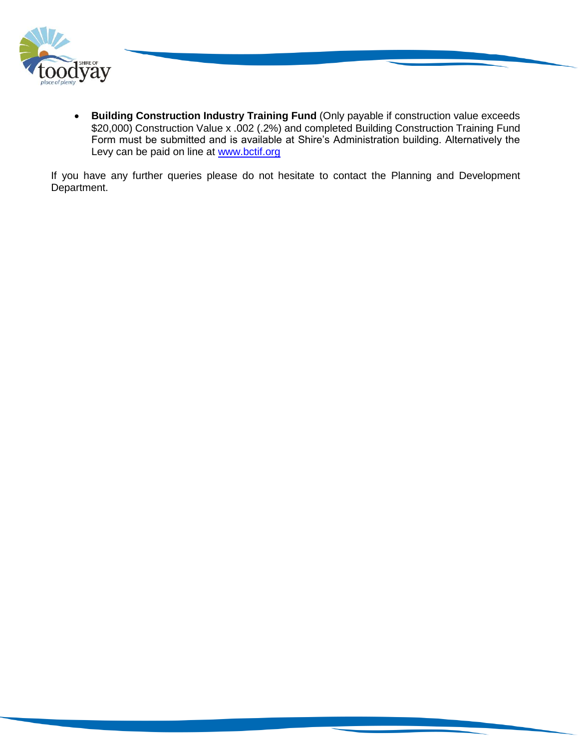- **Building Construction Industry Training Fund** (Only payable if construction value exceeds $20,000) Construction Value x .002 (.2%) and completed Building Construction Training Fund Form must be submitted and is available at Shire's Administration building. Alternatively the Levy can be paid on line at [www.bctif.org](www.bctif.org)

If you have any further queries please do not hesitate to contact the Planning and Development Department.